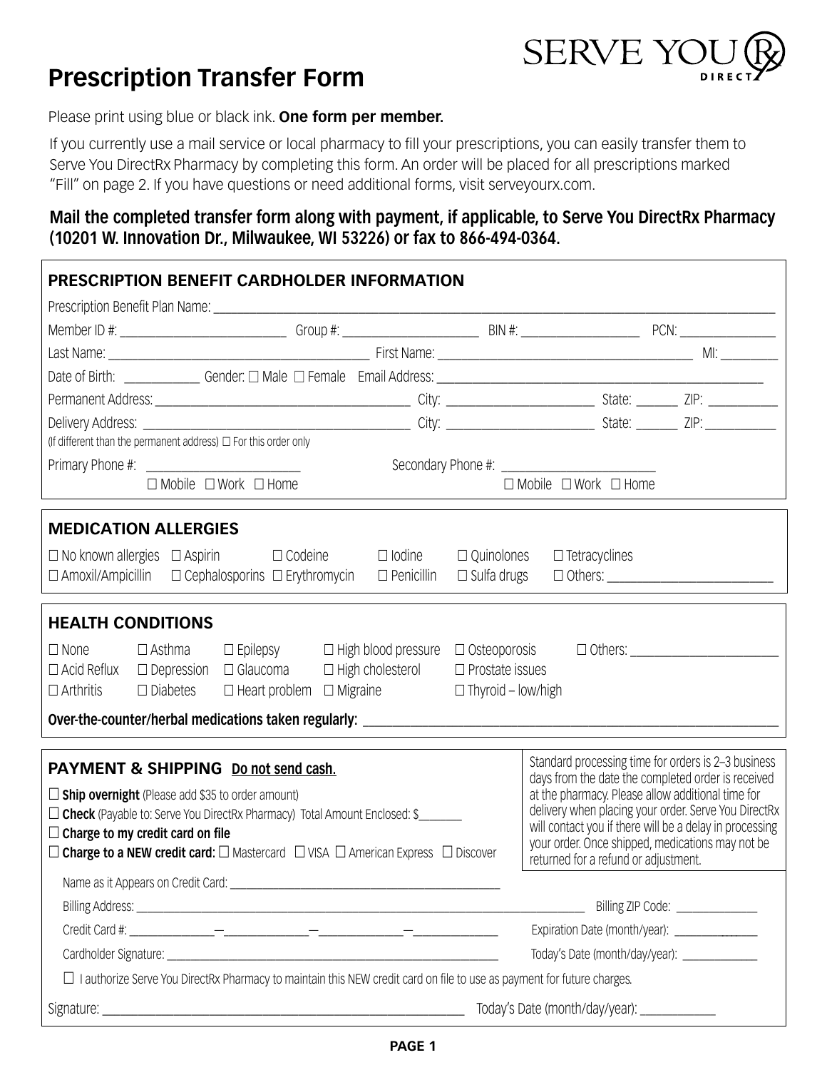# Prescription Transfer Form

SERVE YOU Rx DIRECT

Please print using blue or black ink. **One form per member.**

If you currently use a mail service or local pharmacy to fill your prescriptions, you can easily transfer them to Serve You DirectRx Pharmacy by completing this form. An order will be placed for all prescriptions marked "Fill" on page 2. If you have questions or need additional forms, visit serveyourx.com.

**Mail the completed transfer form along with payment, if applicable, to Serve You DirectRx Pharmacy (10201 W. Innovation Dr., Milwaukee, WI 53226) or fax to 866-494-0364.**

## PRESCRIPTION BENEFIT CARDHOLDER INFORMATION

Prescription Benefit Plan Name: ______________________________

Member ID #: ______________ Group #: ______________ BIN #: ______________ PCN: ______________

Last Name: ______________ First Name: ______________ MI: ______

Date of Birth: ________ Gender: ☐ Male ☐ Female Email Address: ______________

Permanent Address: ______________ City: ______________ State: ______ ZIP: ______

Delivery Address: ______________ City: ______________ State: ______ ZIP: ______
(If different than the permanent address) ☐ For this order only

Primary Phone #: ______________ ☐ Mobile ☐ Work ☐ Home

Secondary Phone #: ______________ ☐ Mobile ☐ Work ☐ Home

## MEDICATION ALLERGIES

☐ No known allergies ☐ Aspirin ☐ Codeine ☐ Iodine ☐ Quinolones ☐ Tetracyclines
☐ Amoxil/Ampicillin ☐ Cephalosporins ☐ Erythromycin ☐ Penicillin ☐ Sulfa drugs ☐ Others: ______________

## HEALTH CONDITIONS

☐ None ☐ Asthma ☐ Epilepsy ☐ High blood pressure ☐ Osteoporosis ☐ Others: ______________
☐ Acid Reflux ☐ Depression ☐ Glaucoma ☐ High cholesterol ☐ Prostate issues
☐ Arthritis ☐ Diabetes ☐ Heart problem ☐ Migraine ☐ Thyroid – low/high

**Over-the-counter/herbal medications taken regularly:** ______________________________

## PAYMENT & SHIPPING Do not send cash.

☐ **Ship overnight** (Please add $35 to order amount)
☐ **Check** (Payable to: Serve You DirectRx Pharmacy) Total Amount Enclosed: $_______
☐ **Charge to my credit card on file**
☐ **Charge to a NEW credit card:** ☐ Mastercard ☐ VISA ☐ American Express ☐ Discover

Standard processing time for orders is 2–3 business days from the date the completed order is received at the pharmacy. Please allow additional time for delivery when placing your order. Serve You DirectRx will contact you if there will be a delay in processing your order. Once shipped, medications may not be returned for a refund or adjustment.

Name as it Appears on Credit Card: ______________________________

Billing Address: ______________________________ Billing ZIP Code: ______________

Credit Card #: ________—________—________—________ Expiration Date (month/year): ______________

Cardholder Signature: ______________________________ Today's Date (month/day/year): ______________

☐ I authorize Serve You DirectRx Pharmacy to maintain this NEW credit card on file to use as payment for future charges.

Signature: ______________________________ Today's Date (month/day/year): ______________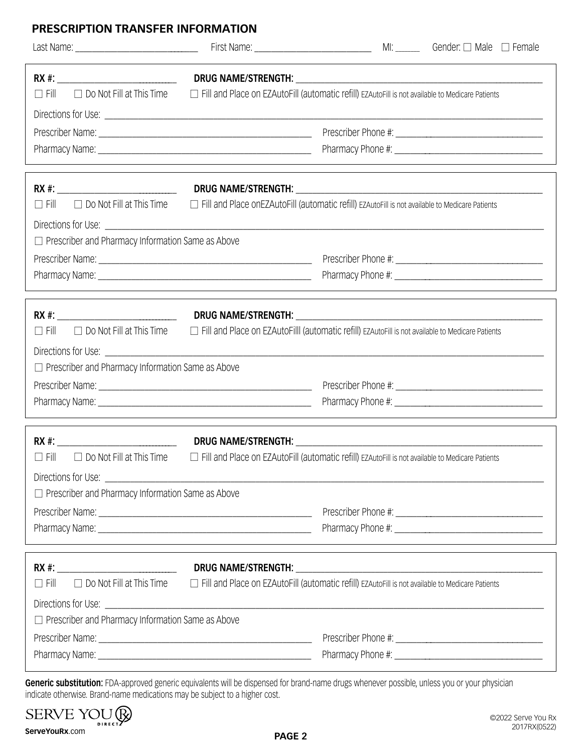## PRESCRIPTION TRANSFER INFORMATION

Last Name: ____________________ First Name: ____________________ MI: _____ Gender: ☐ Male ☐ Female

---

**RX #:** ____________________ **DRUG NAME/STRENGTH:** ____________________________________________

☐ Fill ☐ Do Not Fill at This Time ☐ Fill and Place on EZAutoFill (automatic refill) EZAutoFill is not available to Medicare Patients

Directions for Use: ____________________________________________

Prescriber Name: ____________________________ Prescriber Phone #: ____________________

Pharmacy Name: ____________________________ Pharmacy Phone #: ____________________

---

**RX #:** ____________________ **DRUG NAME/STRENGTH:** ____________________________________________

☐ Fill ☐ Do Not Fill at This Time ☐ Fill and Place onEZAutoFill (automatic refill) EZAutoFill is not available to Medicare Patients

Directions for Use: ____________________________________________

☐ Prescriber and Pharmacy Information Same as Above

Prescriber Name: ____________________________ Prescriber Phone #: ____________________

Pharmacy Name: ____________________________ Pharmacy Phone #: ____________________

---

**RX #:** ____________________ **DRUG NAME/STRENGTH:** ____________________________________________

☐ Fill ☐ Do Not Fill at This Time ☐ Fill and Place on EZAutoFilll (automatic refill) EZAutoFill is not available to Medicare Patients

Directions for Use: ____________________________________________

☐ Prescriber and Pharmacy Information Same as Above

Prescriber Name: ____________________________ Prescriber Phone #: ____________________

Pharmacy Name: ____________________________ Pharmacy Phone #: ____________________

---

**RX #:** ____________________ **DRUG NAME/STRENGTH:** ____________________________________________

☐ Fill ☐ Do Not Fill at This Time ☐ Fill and Place on EZAutoFill (automatic refill) EZAutoFill is not available to Medicare Patients

Directions for Use: ____________________________________________

☐ Prescriber and Pharmacy Information Same as Above

Prescriber Name: ____________________________ Prescriber Phone #: ____________________

Pharmacy Name: ____________________________ Pharmacy Phone #: ____________________

---

**RX #:** ____________________ **DRUG NAME/STRENGTH:** ____________________________________________

☐ Fill ☐ Do Not Fill at This Time ☐ Fill and Place on EZAutoFill (automatic refill) EZAutoFill is not available to Medicare Patients

Directions for Use: ____________________________________________

☐ Prescriber and Pharmacy Information Same as Above

Prescriber Name: ____________________________ Prescriber Phone #: ____________________

Pharmacy Name: ____________________________ Pharmacy Phone #: ____________________

---

**Generic substitution:** FDA-approved generic equivalents will be dispensed for brand-name drugs whenever possible, unless you or your physician indicate otherwise. Brand-name medications may be subject to a higher cost.

SERVE YOU Rx DIRECT

**ServeYouRx**.com

©2022 Serve You Rx
2017RX(0522)